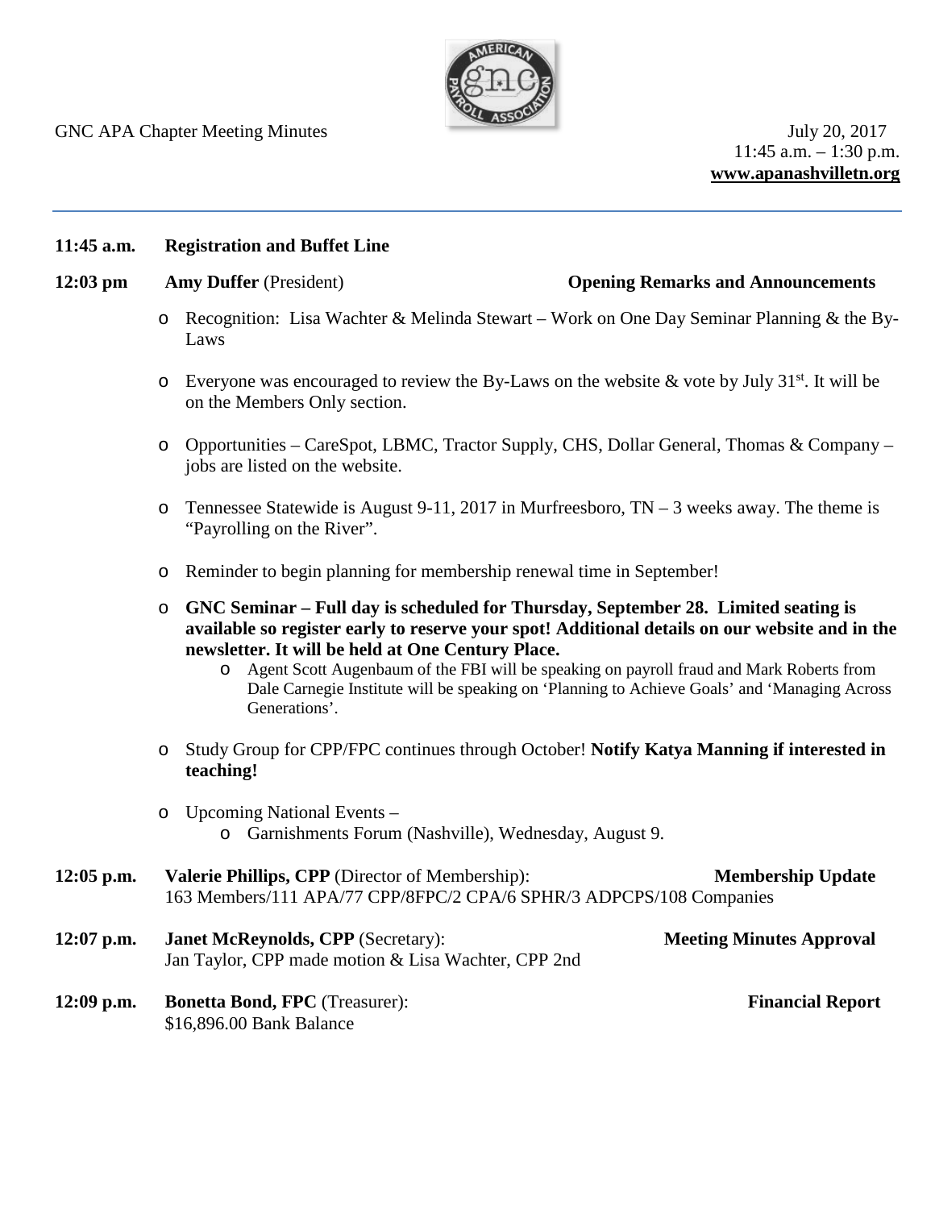GNC APA Chapter Meeting Minutes

July 20, 2017
11:45 a.m. – 1:30 p.m.
**www.apanashvilletn.org**

---

**11:45 a.m.** **Registration and Buffet Line**

**12:03 pm** **Amy Duffer** (President) **Opening Remarks and Announcements**

- Recognition: Lisa Wachter & Melinda Stewart – Work on One Day Seminar Planning & the By-Laws
- Everyone was encouraged to review the By-Laws on the website & vote by July 31st. It will be on the Members Only section.
- Opportunities – CareSpot, LBMC, Tractor Supply, CHS, Dollar General, Thomas & Company – jobs are listed on the website.
- Tennessee Statewide is August 9-11, 2017 in Murfreesboro, TN – 3 weeks away. The theme is "Payrolling on the River".
- Reminder to begin planning for membership renewal time in September!
- **GNC Seminar – Full day is scheduled for Thursday, September 28. Limited seating is available so register early to reserve your spot! Additional details on our website and in the newsletter. It will be held at One Century Place.**
  - Agent Scott Augenbaum of the FBI will be speaking on payroll fraud and Mark Roberts from Dale Carnegie Institute will be speaking on 'Planning to Achieve Goals' and 'Managing Across Generations'.
- Study Group for CPP/FPC continues through October! **Notify Katya Manning if interested in teaching!**
- Upcoming National Events –
  - Garnishments Forum (Nashville), Wednesday, August 9.

**12:05 p.m.** **Valerie Phillips, CPP** (Director of Membership): **Membership Update**
163 Members/111 APA/77 CPP/8FPC/2 CPA/6 SPHR/3 ADPCPS/108 Companies

**12:07 p.m.** **Janet McReynolds, CPP** (Secretary): **Meeting Minutes Approval**
Jan Taylor, CPP made motion & Lisa Wachter, CPP 2nd

**12:09 p.m.** **Bonetta Bond, FPC** (Treasurer): **Financial Report**
$16,896.00 Bank Balance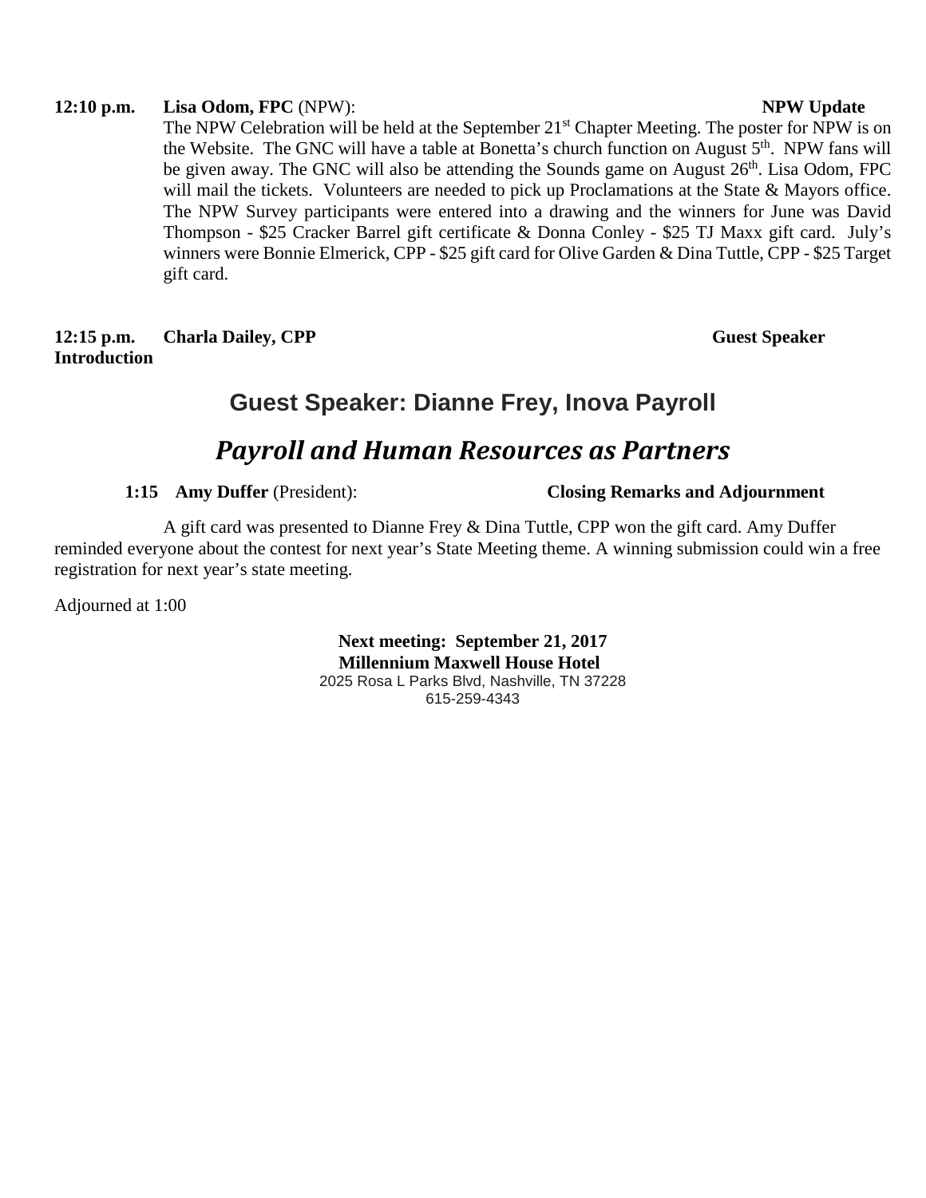**12:10 p.m.** **Lisa Odom, FPC** (NPW): **NPW Update**

The NPW Celebration will be held at the September 21st Chapter Meeting. The poster for NPW is on the Website. The GNC will have a table at Bonetta's church function on August 5th. NPW fans will be given away. The GNC will also be attending the Sounds game on August 26th. Lisa Odom, FPC will mail the tickets. Volunteers are needed to pick up Proclamations at the State & Mayors office. The NPW Survey participants were entered into a drawing and the winners for June was David Thompson - $25 Cracker Barrel gift certificate & Donna Conley - $25 TJ Maxx gift card. July's winners were Bonnie Elmerick, CPP - $25 gift card for Olive Garden & Dina Tuttle, CPP - $25 Target gift card.

**12:15 p.m.** **Charla Dailey, CPP** **Guest Speaker Introduction**

## Guest Speaker: Dianne Frey, Inova Payroll

## *Payroll and Human Resources as Partners*

**1:15** **Amy Duffer** (President): **Closing Remarks and Adjournment**

A gift card was presented to Dianne Frey & Dina Tuttle, CPP won the gift card. Amy Duffer reminded everyone about the contest for next year's State Meeting theme. A winning submission could win a free registration for next year's state meeting.

Adjourned at 1:00

**Next meeting: September 21, 2017**
**Millennium Maxwell House Hotel**
2025 Rosa L Parks Blvd, Nashville, TN 37228
615-259-4343